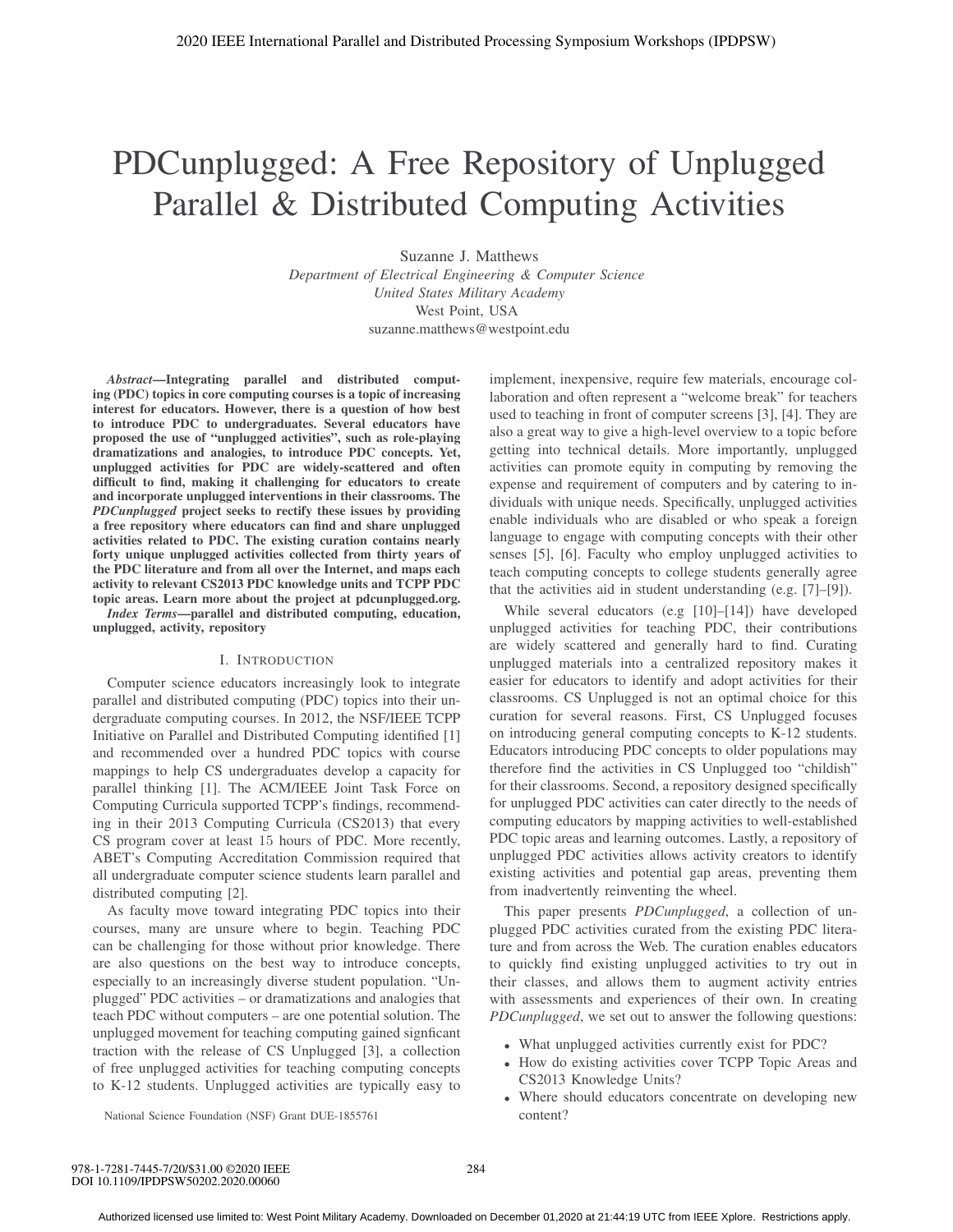# PDCunplugged: A Free Repository of Unplugged Parallel & Distributed Computing Activities

Suzanne J. Matthews
*Department of Electrical Engineering & Computer Science*
*United States Military Academy*
West Point, USA
suzanne.matthews@westpoint.edu

***Abstract*—Integrating parallel and distributed computing (PDC) topics in core computing courses is a topic of increasing interest for educators. However, there is a question of how best to introduce PDC to undergraduates. Several educators have proposed the use of "unplugged activities", such as role-playing dramatizations and analogies, to introduce PDC concepts. Yet, unplugged activities for PDC are widely-scattered and often difficult to find, making it challenging for educators to create and incorporate unplugged interventions in their classrooms. The *PDCunplugged* project seeks to rectify these issues by providing a free repository where educators can find and share unplugged activities related to PDC. The existing curation contains nearly forty unique unplugged activities collected from thirty years of the PDC literature and from all over the Internet, and maps each activity to relevant CS2013 PDC knowledge units and TCPP PDC topic areas. Learn more about the project at pdcunplugged.org.**

***Index Terms*—parallel and distributed computing, education, unplugged, activity, repository**

## I. Introduction

Computer science educators increasingly look to integrate parallel and distributed computing (PDC) topics into their undergraduate computing courses. In 2012, the NSF/IEEE TCPP Initiative on Parallel and Distributed Computing identified [1] and recommended over a hundred PDC topics with course mappings to help CS undergraduates develop a capacity for parallel thinking [1]. The ACM/IEEE Joint Task Force on Computing Curricula supported TCPP's findings, recommending in their 2013 Computing Curricula (CS2013) that every CS program cover at least 15 hours of PDC. More recently, ABET's Computing Accreditation Commission required that all undergraduate computer science students learn parallel and distributed computing [2].

As faculty move toward integrating PDC topics into their courses, many are unsure where to begin. Teaching PDC can be challenging for those without prior knowledge. There are also questions on the best way to introduce concepts, especially to an increasingly diverse student population. "Unplugged" PDC activities – or dramatizations and analogies that teach PDC without computers – are one potential solution. The unplugged movement for teaching computing gained signficant traction with the release of CS Unplugged [3], a collection of free unplugged activities for teaching computing concepts to K-12 students. Unplugged activities are typically easy to implement, inexpensive, require few materials, encourage collaboration and often represent a "welcome break" for teachers used to teaching in front of computer screens [3], [4]. They are also a great way to give a high-level overview to a topic before getting into technical details. More importantly, unplugged activities can promote equity in computing by removing the expense and requirement of computers and by catering to individuals with unique needs. Specifically, unplugged activities enable individuals who are disabled or who speak a foreign language to engage with computing concepts with their other senses [5], [6]. Faculty who employ unplugged activities to teach computing concepts to college students generally agree that the activities aid in student understanding (e.g. [7]–[9]).

National Science Foundation (NSF) Grant DUE-1855761

While several educators (e.g [10]–[14]) have developed unplugged activities for teaching PDC, their contributions are widely scattered and generally hard to find. Curating unplugged materials into a centralized repository makes it easier for educators to identify and adopt activities for their classrooms. CS Unplugged is not an optimal choice for this curation for several reasons. First, CS Unplugged focuses on introducing general computing concepts to K-12 students. Educators introducing PDC concepts to older populations may therefore find the activities in CS Unplugged too "childish" for their classrooms. Second, a repository designed specifically for unplugged PDC activities can cater directly to the needs of computing educators by mapping activities to well-established PDC topic areas and learning outcomes. Lastly, a repository of unplugged PDC activities allows activity creators to identify existing activities and potential gap areas, preventing them from inadvertently reinventing the wheel.

This paper presents *PDCunplugged*, a collection of unplugged PDC activities curated from the existing PDC literature and from across the Web. The curation enables educators to quickly find existing unplugged activities to try out in their classes, and allows them to augment activity entries with assessments and experiences of their own. In creating *PDCunplugged*, we set out to answer the following questions:

- What unplugged activities currently exist for PDC?
- How do existing activities cover TCPP Topic Areas and CS2013 Knowledge Units?
- Where should educators concentrate on developing new content?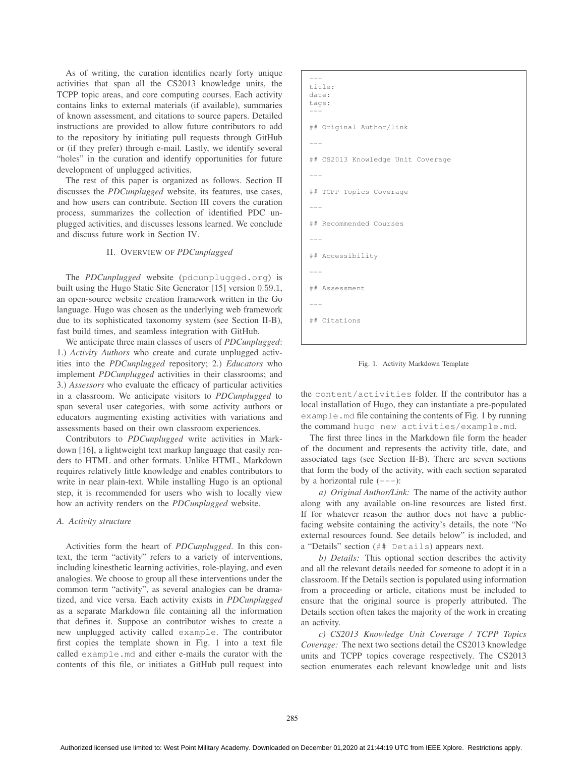As of writing, the curation identifies nearly forty unique activities that span all the CS2013 knowledge units, the TCPP topic areas, and core computing courses. Each activity contains links to external materials (if available), summaries of known assessment, and citations to source papers. Detailed instructions are provided to allow future contributors to add to the repository by initiating pull requests through GitHub or (if they prefer) through e-mail. Lastly, we identify several "holes" in the curation and identify opportunities for future development of unplugged activities.

The rest of this paper is organized as follows. Section II discusses the *PDCunplugged* website, its features, use cases, and how users can contribute. Section III covers the curation process, summarizes the collection of identified PDC unplugged activities, and discusses lessons learned. We conclude and discuss future work in Section IV.

## II. Overview of *PDCunplugged*

The *PDCunplugged* website (pdcunplugged.org) is built using the Hugo Static Site Generator [15] version 0.59.1, an open-source website creation framework written in the Go language. Hugo was chosen as the underlying web framework due to its sophisticated taxonomy system (see Section II-B), fast build times, and seamless integration with GitHub.

We anticipate three main classes of users of *PDCunplugged*: 1.) *Activity Authors* who create and curate unplugged activities into the *PDCunplugged* repository; 2.) *Educators* who implement *PDCunplugged* activities in their classrooms; and 3.) *Assessors* who evaluate the efficacy of particular activities in a classroom. We anticipate visitors to *PDCunplugged* to span several user categories, with some activity authors or educators augmenting existing activities with variations and assessments based on their own classroom experiences.

Contributors to *PDCunplugged* write activities in Markdown [16], a lightweight text markup language that easily renders to HTML and other formats. Unlike HTML, Markdown requires relatively little knowledge and enables contributors to write in near plain-text. While installing Hugo is an optional step, it is recommended for users who wish to locally view how an activity renders on the *PDCunplugged* website.

### A. Activity structure

Activities form the heart of *PDCunplugged*. In this context, the term "activity" refers to a variety of interventions, including kinesthetic learning activities, role-playing, and even analogies. We choose to group all these interventions under the common term "activity", as several analogies can be dramatized, and vice versa. Each activity exists in *PDCunplugged* as a separate Markdown file containing all the information that defines it. Suppose an contributor wishes to create a new unplugged activity called `example`. The contributor first copies the template shown in Fig. 1 into a text file called `example.md` and either e-mails the curator with the contents of this file, or initiates a GitHub pull request into the `content/activities` folder. If the contributor has a local installation of Hugo, they can instantiate a pre-populated `example.md` file containing the contents of Fig. 1 by running the command `hugo new activities/example.md`.

```
---
title:
date:
tags:
---

## Original Author/link

---

## CS2013 Knowledge Unit Coverage

---

## TCPP Topics Coverage

---

## Recommended Courses

---

## Accessibility

---

## Assessment

---

## Citations
```

Fig. 1. Activity Markdown Template

The first three lines in the Markdown file form the header of the document and represents the activity title, date, and associated tags (see Section II-B). There are seven sections that form the body of the activity, with each section separated by a horizontal rule (`---`):

*a) Original Author/Link:* The name of the activity author along with any available on-line resources are listed first. If for whatever reason the author does not have a public-facing website containing the activity's details, the note "No external resources found. See details below" is included, and a "Details" section (`## Details`) appears next.

*b) Details:* This optional section describes the activity and all the relevant details needed for someone to adopt it in a classroom. If the Details section is populated using information from a proceeding or article, citations must be included to ensure that the original source is properly attributed. The Details section often takes the majority of the work in creating an activity.

*c) CS2013 Knowledge Unit Coverage / TCPP Topics Coverage:* The next two sections detail the CS2013 knowledge units and TCPP topics coverage respectively. The CS2013 section enumerates each relevant knowledge unit and lists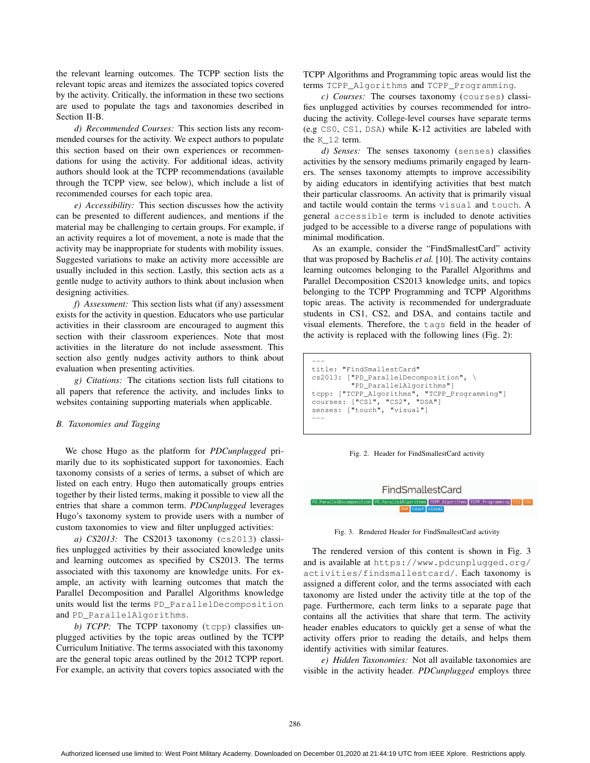the relevant learning outcomes. The TCPP section lists the relevant topic areas and itemizes the associated topics covered by the activity. Critically, the information in these two sections are used to populate the tags and taxonomies described in Section II-B.

*d) Recommended Courses:* This section lists any recommended courses for the activity. We expect authors to populate this section based on their own experiences or recommendations for using the activity. For additional ideas, activity authors should look at the TCPP recommendations (available through the TCPP view, see below), which include a list of recommended courses for each topic area.

*e) Accessibility:* This section discusses how the activity can be presented to different audiences, and mentions if the material may be challenging to certain groups. For example, if an activity requires a lot of movement, a note is made that the activity may be inappropriate for students with mobility issues. Suggested variations to make an activity more accessible are usually included in this section. Lastly, this section acts as a gentle nudge to activity authors to think about inclusion when designing activities.

*f) Assessment:* This section lists what (if any) assessment exists for the activity in question. Educators who use particular activities in their classroom are encouraged to augment this section with their classroom experiences. Note that most activities in the literature do not include assessment. This section also gently nudges activity authors to think about evaluation when presenting activities.

*g) Citations:* The citations section lists full citations to all papers that reference the activity, and includes links to websites containing supporting materials when applicable.

### B. Taxonomies and Tagging

We chose Hugo as the platform for *PDCunplugged* primarily due to its sophisticated support for taxonomies. Each taxonomy consists of a series of terms, a subset of which are listed on each entry. Hugo then automatically groups entries together by their listed terms, making it possible to view all the entries that share a common term. *PDCunplugged* leverages Hugo's taxonomy system to provide users with a number of custom taxonomies to view and filter unplugged activities:

*a) CS2013:* The CS2013 taxonomy (`cs2013`) classifies unplugged activities by their associated knowledge units and learning outcomes as specified by CS2013. The terms associated with this taxonomy are knowledge units. For example, an activity with learning outcomes that match the Parallel Decomposition and Parallel Algorithms knowledge units would list the terms `PD_ParallelDecomposition` and `PD_ParallelAlgorithms`.

*b) TCPP:* The TCPP taxonomy (`tcpp`) classifies unplugged activities by the topic areas outlined by the TCPP Curriculum Initiative. The terms associated with this taxonomy are the general topic areas outlined by the 2012 TCPP report. For example, an activity that covers topics associated with the TCPP Algorithms and Programming topic areas would list the terms `TCPP_Algorithms` and `TCPP_Programming`.

*c) Courses:* The courses taxonomy (`courses`) classifies unplugged activities by courses recommended for introducing the activity. College-level courses have separate terms (e.g `CS0`, `CS1`, `DSA`) while K-12 activities are labeled with the `K_12` term.

*d) Senses:* The senses taxonomy (`senses`) classifies activities by the sensory mediums primarily engaged by learners. The senses taxonomy attempts to improve accessibility by aiding educators in identifying activities that best match their particular classrooms. An activity that is primarily visual and tactile would contain the terms `visual` and `touch`. A general `accessible` term is included to denote activities judged to be accessible to a diverse range of populations with minimal modification.

As an example, consider the "FindSmallestCard" activity that was proposed by Bachelis *et al.* [10]. The activity contains learning outcomes belonging to the Parallel Algorithms and Parallel Decomposition CS2013 knowledge units, and topics belonging to the TCPP Programming and TCPP Algorithms topic areas. The activity is recommended for undergraduate students in CS1, CS2, and DSA, and contains tactile and visual elements. Therefore, the `tags` field in the header of the activity is replaced with the following lines (Fig. 2):

```
---
title: "FindSmallestCard"
cs2013: ["PD_ParallelDecomposition", \
         "PD_ParallelAlgorithms"]
tcpp: ["TCPP_Algorithms", "TCPP_Programming"]
courses: ["CS1", "CS2", "DSA"]
senses: ["touch", "visual"]
---
```

Fig. 2. Header for FindSmallestCard activity

FindSmallestCard

PD_ParallelDecomposition PD_ParallelAlgorithms TCPP_Algorithms TCPP_Programming CS1 CS2 DSA touch visual

Fig. 3. Rendered Header for FindSmallestCard activity

The rendered version of this content is shown in Fig. 3 and is available at `https://www.pdcunplugged.org/activities/findsmallestcard/`. Each taxonomy is assigned a different color, and the terms associated with each taxonomy are listed under the activity title at the top of the page. Furthermore, each term links to a separate page that contains all the activities that share that term. The activity header enables educators to quickly get a sense of what the activity offers prior to reading the details, and helps them identify activities with similar features.

*e) Hidden Taxonomies:* Not all available taxonomies are visible in the activity header. *PDCunplugged* employs three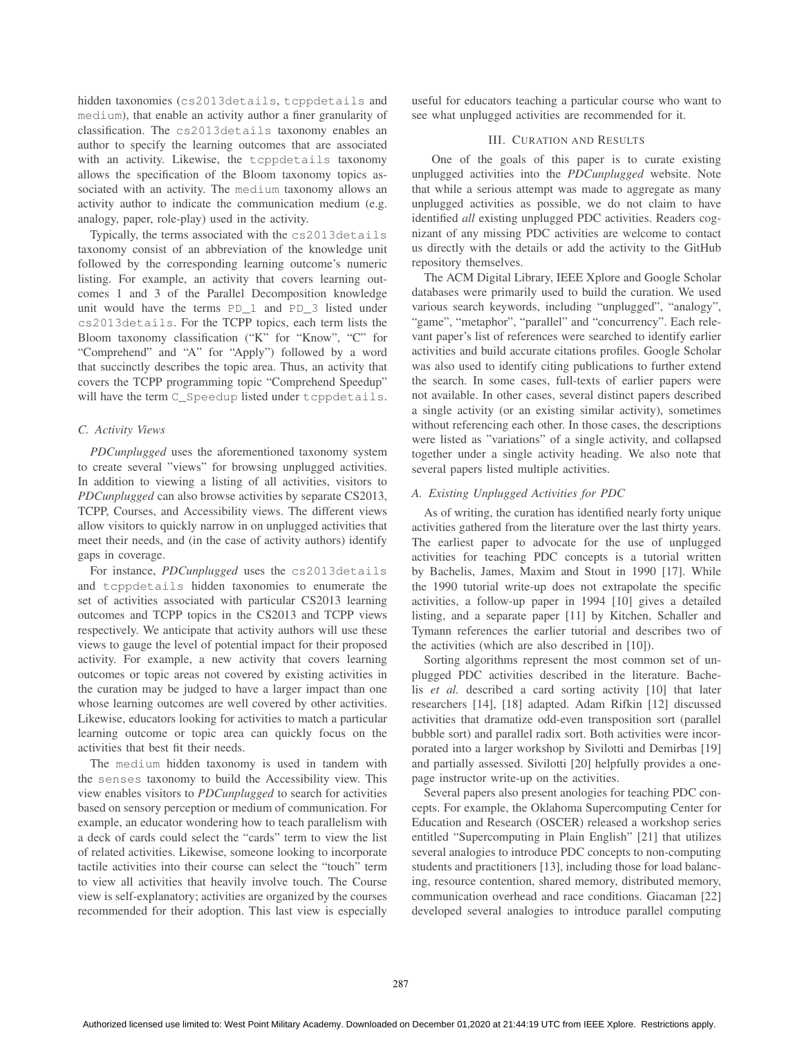hidden taxonomies (cs2013details, tcppdetails and medium), that enable an activity author a finer granularity of classification. The cs2013details taxonomy enables an author to specify the learning outcomes that are associated with an activity. Likewise, the tcppdetails taxonomy allows the specification of the Bloom taxonomy topics associated with an activity. The medium taxonomy allows an activity author to indicate the communication medium (e.g. analogy, paper, role-play) used in the activity.

Typically, the terms associated with the cs2013details taxonomy consist of an abbreviation of the knowledge unit followed by the corresponding learning outcome's numeric listing. For example, an activity that covers learning outcomes 1 and 3 of the Parallel Decomposition knowledge unit would have the terms PD_1 and PD_3 listed under cs2013details. For the TCPP topics, each term lists the Bloom taxonomy classification ("K" for "Know", "C" for "Comprehend" and "A" for "Apply") followed by a word that succinctly describes the topic area. Thus, an activity that covers the TCPP programming topic "Comprehend Speedup" will have the term C_Speedup listed under tcppdetails.

### C. Activity Views

*PDCunplugged* uses the aforementioned taxonomy system to create several "views" for browsing unplugged activities. In addition to viewing a listing of all activities, visitors to *PDCunplugged* can also browse activities by separate CS2013, TCPP, Courses, and Accessibility views. The different views allow visitors to quickly narrow in on unplugged activities that meet their needs, and (in the case of activity authors) identify gaps in coverage.

For instance, *PDCunplugged* uses the cs2013details and tcppdetails hidden taxonomies to enumerate the set of activities associated with particular CS2013 learning outcomes and TCPP topics in the CS2013 and TCPP views respectively. We anticipate that activity authors will use these views to gauge the level of potential impact for their proposed activity. For example, a new activity that covers learning outcomes or topic areas not covered by existing activities in the curation may be judged to have a larger impact than one whose learning outcomes are well covered by other activities. Likewise, educators looking for activities to match a particular learning outcome or topic area can quickly focus on the activities that best fit their needs.

The medium hidden taxonomy is used in tandem with the senses taxonomy to build the Accessibility view. This view enables visitors to *PDCunplugged* to search for activities based on sensory perception or medium of communication. For example, an educator wondering how to teach parallelism with a deck of cards could select the "cards" term to view the list of related activities. Likewise, someone looking to incorporate tactile activities into their course can select the "touch" term to view all activities that heavily involve touch. The Course view is self-explanatory; activities are organized by the courses recommended for their adoption. This last view is especially useful for educators teaching a particular course who want to see what unplugged activities are recommended for it.

## III. Curation and Results

One of the goals of this paper is to curate existing unplugged activities into the *PDCunplugged* website. Note that while a serious attempt was made to aggregate as many unplugged activities as possible, we do not claim to have identified *all* existing unplugged PDC activities. Readers cognizant of any missing PDC activities are welcome to contact us directly with the details or add the activity to the GitHub repository themselves.

The ACM Digital Library, IEEE Xplore and Google Scholar databases were primarily used to build the curation. We used various search keywords, including "unplugged", "analogy", "game", "metaphor", "parallel" and "concurrency". Each relevant paper's list of references were searched to identify earlier activities and build accurate citations profiles. Google Scholar was also used to identify citing publications to further extend the search. In some cases, full-texts of earlier papers were not available. In other cases, several distinct papers described a single activity (or an existing similar activity), sometimes without referencing each other. In those cases, the descriptions were listed as "variations" of a single activity, and collapsed together under a single activity heading. We also note that several papers listed multiple activities.

### A. Existing Unplugged Activities for PDC

As of writing, the curation has identified nearly forty unique activities gathered from the literature over the last thirty years. The earliest paper to advocate for the use of unplugged activities for teaching PDC concepts is a tutorial written by Bachelis, James, Maxim and Stout in 1990 [17]. While the 1990 tutorial write-up does not extrapolate the specific activities, a follow-up paper in 1994 [10] gives a detailed listing, and a separate paper [11] by Kitchen, Schaller and Tymann references the earlier tutorial and describes two of the activities (which are also described in [10]).

Sorting algorithms represent the most common set of unplugged PDC activities described in the literature. Bachelis *et al.* described a card sorting activity [10] that later researchers [14], [18] adapted. Adam Rifkin [12] discussed activities that dramatize odd-even transposition sort (parallel bubble sort) and parallel radix sort. Both activities were incorporated into a larger workshop by Sivilotti and Demirbas [19] and partially assessed. Sivilotti [20] helpfully provides a one-page instructor write-up on the activities.

Several papers also present anologies for teaching PDC concepts. For example, the Oklahoma Supercomputing Center for Education and Research (OSCER) released a workshop series entitled "Supercomputing in Plain English" [21] that utilizes several analogies to introduce PDC concepts to non-computing students and practitioners [13], including those for load balancing, resource contention, shared memory, distributed memory, communication overhead and race conditions. Giacaman [22] developed several analogies to introduce parallel computing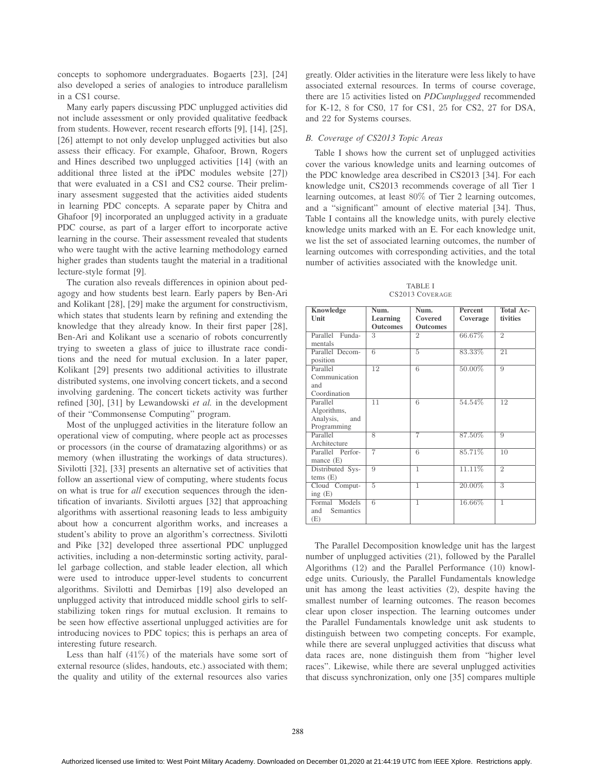concepts to sophomore undergraduates. Bogaerts [23], [24] also developed a series of analogies to introduce parallelism in a CS1 course.

Many early papers discussing PDC unplugged activities did not include assessment or only provided qualitative feedback from students. However, recent research efforts [9], [14], [25], [26] attempt to not only develop unplugged activities but also assess their efficacy. For example, Ghafoor, Brown, Rogers and Hines described two unplugged activities [14] (with an additional three listed at the iPDC modules website [27]) that were evaluated in a CS1 and CS2 course. Their preliminary assesment suggested that the activities aided students in learning PDC concepts. A separate paper by Chitra and Ghafoor [9] incorporated an unplugged activity in a graduate PDC course, as part of a larger effort to incorporate active learning in the course. Their assessment revealed that students who were taught with the active learning methodology earned higher grades than students taught the material in a traditional lecture-style format [9].

The curation also reveals differences in opinion about pedagogy and how students best learn. Early papers by Ben-Ari and Kolikant [28], [29] make the argument for constructivism, which states that students learn by refining and extending the knowledge that they already know. In their first paper [28], Ben-Ari and Kolikant use a scenario of robots concurrently trying to sweeten a glass of juice to illustrate race conditions and the need for mutual exclusion. In a later paper, Kolikant [29] presents two additional activities to illustrate distributed systems, one involving concert tickets, and a second involving gardening. The concert tickets activity was further refined [30], [31] by Lewandowski *et al.* in the development of their "Commonsense Computing" program.

Most of the unplugged activities in the literature follow an operational view of computing, where people act as processes or processors (in the course of dramatazing algorithms) or as memory (when illustrating the workings of data structures). Sivilotti [32], [33] presents an alternative set of activities that follow an assertional view of computing, where students focus on what is true for *all* execution sequences through the identification of invariants. Sivilotti argues [32] that approaching algorithms with assertional reasoning leads to less ambiguity about how a concurrent algorithm works, and increases a student's ability to prove an algorithm's correctness. Sivilotti and Pike [32] developed three assertional PDC unplugged activities, including a non-determinstic sorting activity, parallel garbage collection, and stable leader election, all which were used to introduce upper-level students to concurrent algorithms. Sivilotti and Demirbas [19] also developed an unplugged activity that introduced middle school girls to self-stabilizing token rings for mutual exclusion. It remains to be seen how effective assertional unplugged activities are for introducing novices to PDC topics; this is perhaps an area of interesting future research.

Less than half (41%) of the materials have some sort of external resource (slides, handouts, etc.) associated with them; the quality and utility of the external resources also varies greatly. Older activities in the literature were less likely to have associated external resources. In terms of course coverage, there are 15 activities listed on *PDCunplugged* recommended for K-12, 8 for CS0, 17 for CS1, 25 for CS2, 27 for DSA, and 22 for Systems courses.

### B. Coverage of CS2013 Topic Areas

Table I shows how the current set of unplugged activities cover the various knowledge units and learning outcomes of the PDC knowledge area described in CS2013 [34]. For each knowledge unit, CS2013 recommends coverage of all Tier 1 learning outcomes, at least 80% of Tier 2 learning outcomes, and a "significant" amount of elective material [34]. Thus, Table I contains all the knowledge units, with purely elective knowledge units marked with an E. For each knowledge unit, we list the set of associated learning outcomes, the number of learning outcomes with corresponding activities, and the total number of activities associated with the knowledge unit.

TABLE I
CS2013 COVERAGE

| Knowledge Unit | Num. Learning Outcomes | Num. Covered Outcomes | Percent Coverage | Total Activities |
|---|---|---|---|---|
| Parallel Fundamentals | 3 | 2 | 66.67% | 2 |
| Parallel Decomposition | 6 | 5 | 83.33% | 21 |
| Parallel Communication and Coordination | 12 | 6 | 50.00% | 9 |
| Parallel Algorithms, Analysis, and Programming | 11 | 6 | 54.54% | 12 |
| Parallel Architecture | 8 | 7 | 87.50% | 9 |
| Parallel Performance (E) | 7 | 6 | 85.71% | 10 |
| Distributed Systems (E) | 9 | 1 | 11.11% | 2 |
| Cloud Computing (E) | 5 | 1 | 20.00% | 3 |
| Formal Models and Semantics (E) | 6 | 1 | 16.66% | 1 |

The Parallel Decomposition knowledge unit has the largest number of unplugged activities (21), followed by the Parallel Algorithms (12) and the Parallel Performance (10) knowledge units. Curiously, the Parallel Fundamentals knowledge unit has among the least activities (2), despite having the smallest number of learning outcomes. The reason becomes clear upon closer inspection. The learning outcomes under the Parallel Fundamentals knowledge unit ask students to distinguish between two competing concepts. For example, while there are several unplugged activities that discuss what data races are, none distinguish them from "higher level races". Likewise, while there are several unplugged activities that discuss synchronization, only one [35] compares multiple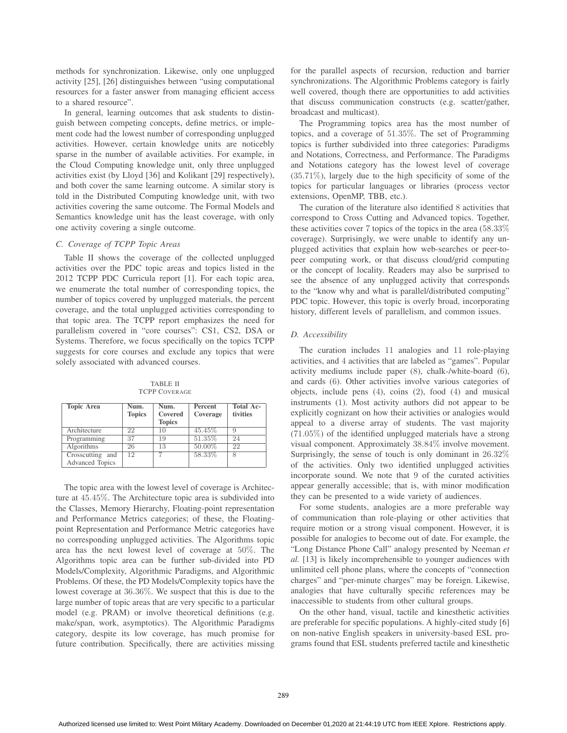methods for synchronization. Likewise, only one unplugged activity [25], [26] distinguishes between "using computational resources for a faster answer from managing efficient access to a shared resource".

In general, learning outcomes that ask students to distinguish between competing concepts, define metrics, or implement code had the lowest number of corresponding unplugged activities. However, certain knowledge units are noticebly sparse in the number of available activities. For example, in the Cloud Computing knowledge unit, only three unplugged activities exist (by Lloyd [36] and Kolikant [29] respectively), and both cover the same learning outcome. A similar story is told in the Distributed Computing knowledge unit, with two activities covering the same outcome. The Formal Models and Semantics knowledge unit has the least coverage, with only one activity covering a single outcome.

### C. Coverage of TCPP Topic Areas

Table II shows the coverage of the collected unplugged activities over the PDC topic areas and topics listed in the 2012 TCPP PDC Curricula report [1]. For each topic area, we enumerate the total number of corresponding topics, the number of topics covered by unplugged materials, the percent coverage, and the total unplugged activities corresponding to that topic area. The TCPP report emphasizes the need for parallelism covered in "core courses": CS1, CS2, DSA or Systems. Therefore, we focus specifically on the topics TCPP suggests for core courses and exclude any topics that were solely associated with advanced courses.

TABLE II
TCPP COVERAGE

| Topic Area | Num. Topics | Num. Covered Topics | Percent Coverage | Total Activities |
|---|---|---|---|---|
| Architecture | 22 | 10 | 45.45% | 9 |
| Programming | 37 | 19 | 51.35% | 24 |
| Algorithms | 26 | 13 | 50.00% | 22 |
| Crosscutting and Advanced Topics | 12 | 7 | 58.33% | 8 |

The topic area with the lowest level of coverage is Architecture at 45.45%. The Architecture topic area is subdivided into the Classes, Memory Hierarchy, Floating-point representation and Performance Metrics categories; of these, the Floating-point Representation and Performance Metric categories have no corresponding unplugged activities. The Algorithms topic area has the next lowest level of coverage at 50%. The Algorithms topic area can be further sub-divided into PD Models/Complexity, Algorithmic Paradigms, and Algorithmic Problems. Of these, the PD Models/Complexity topics have the lowest coverage at 36.36%. We suspect that this is due to the large number of topic areas that are very specific to a particular model (e.g. PRAM) or involve theoretical definitions (e.g. make/span, work, asymptotics). The Algorithmic Paradigms category, despite its low coverage, has much promise for future contribution. Specifically, there are activities missing for the parallel aspects of recursion, reduction and barrier synchronizations. The Algorithmic Problems category is fairly well covered, though there are opportunities to add activities that discuss communication constructs (e.g. scatter/gather, broadcast and multicast).

The Programming topics area has the most number of topics, and a coverage of 51.35%. The set of Programming topics is further subdivided into three categories: Paradigms and Notations, Correctness, and Performance. The Paradigms and Notations category has the lowest level of coverage (35.71%), largely due to the high specificity of some of the topics for particular languages or libraries (process vector extensions, OpenMP, TBB, etc.).

The curation of the literature also identified 8 activities that correspond to Cross Cutting and Advanced topics. Together, these activities cover 7 topics of the topics in the area (58.33% coverage). Surprisingly, we were unable to identify any unplugged activities that explain how web-searches or peer-to-peer computing work, or that discuss cloud/grid computing or the concept of locality. Readers may also be surprised to see the absence of any unplugged activity that corresponds to the "know why and what is parallel/distributed computing" PDC topic. However, this topic is overly broad, incorporating history, different levels of parallelism, and common issues.

### D. Accessibility

The curation includes 11 analogies and 11 role-playing activities, and 4 activities that are labeled as "games". Popular activity mediums include paper (8), chalk-/white-board (6), and cards (6). Other activities involve various categories of objects, include pens (4), coins (2), food (4) and musical instruments (1). Most activity authors did not appear to be explicitly cognizant on how their activities or analogies would appeal to a diverse array of students. The vast majority (71.05%) of the identified unplugged materials have a strong visual component. Approximately 38.84% involve movement. Surprisingly, the sense of touch is only dominant in 26.32% of the activities. Only two identified unplugged activities incorporate sound. We note that 9 of the curated activities appear generally accessible; that is, with minor modification they can be presented to a wide variety of audiences.

For some students, analogies are a more preferable way of communication than role-playing or other activities that require motion or a strong visual component. However, it is possible for analogies to become out of date. For example, the "Long Distance Phone Call" analogy presented by Neeman *et al.* [13] is likely incomprehensible to younger audiences with unlimited cell phone plans, where the concepts of "connection charges" and "per-minute charges" may be foreign. Likewise, analogies that have culturally specific references may be inaccessible to students from other cultural groups.

On the other hand, visual, tactile and kinesthetic activities are preferable for specific populations. A highly-cited study [6] on non-native English speakers in university-based ESL programs found that ESL students preferred tactile and kinesthetic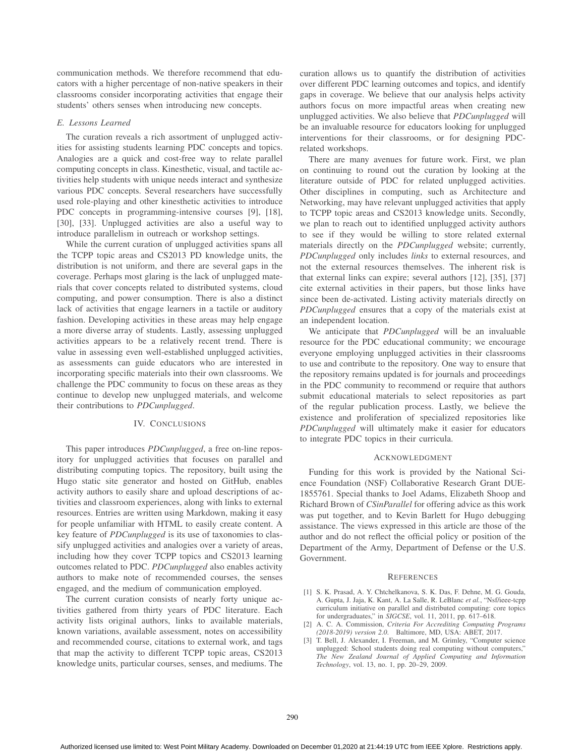communication methods. We therefore recommend that educators with a higher percentage of non-native speakers in their classrooms consider incorporating activities that engage their students' others senses when introducing new concepts.

### E. Lessons Learned

The curation reveals a rich assortment of unplugged activities for assisting students learning PDC concepts and topics. Analogies are a quick and cost-free way to relate parallel computing concepts in class. Kinesthetic, visual, and tactile activities help students with unique needs interact and synthesize various PDC concepts. Several researchers have successfully used role-playing and other kinesthetic activities to introduce PDC concepts in programming-intensive courses [9], [18], [30], [33]. Unplugged activities are also a useful way to introduce parallelism in outreach or workshop settings.

While the current curation of unplugged activities spans all the TCPP topic areas and CS2013 PD knowledge units, the distribution is not uniform, and there are several gaps in the coverage. Perhaps most glaring is the lack of unplugged materials that cover concepts related to distributed systems, cloud computing, and power consumption. There is also a distinct lack of activities that engage learners in a tactile or auditory fashion. Developing activities in these areas may help engage a more diverse array of students. Lastly, assessing unplugged activities appears to be a relatively recent trend. There is value in assessing even well-established unplugged activities, as assessments can guide educators who are interested in incorporating specific materials into their own classrooms. We challenge the PDC community to focus on these areas as they continue to develop new unplugged materials, and welcome their contributions to *PDCunplugged*.

## IV. Conclusions

This paper introduces *PDCunplugged*, a free on-line repository for unplugged activities that focuses on parallel and distributing computing topics. The repository, built using the Hugo static site generator and hosted on GitHub, enables activity authors to easily share and upload descriptions of activities and classroom experiences, along with links to external resources. Entries are written using Markdown, making it easy for people unfamiliar with HTML to easily create content. A key feature of *PDCunplugged* is its use of taxonomies to classify unplugged activities and analogies over a variety of areas, including how they cover TCPP topics and CS2013 learning outcomes related to PDC. *PDCunplugged* also enables activity authors to make note of recommended courses, the senses engaged, and the medium of communication employed.

The current curation consists of nearly forty unique activities gathered from thirty years of PDC literature. Each activity lists original authors, links to available materials, known variations, available assessment, notes on accessibility and recommended course, citations to external work, and tags that map the activity to different TCPP topic areas, CS2013 knowledge units, particular courses, senses, and mediums. The curation allows us to quantify the distribution of activities over different PDC learning outcomes and topics, and identify gaps in coverage. We believe that our analysis helps activity authors focus on more impactful areas when creating new unplugged activities. We also believe that *PDCunplugged* will be an invaluable resource for educators looking for unplugged interventions for their classrooms, or for designing PDC-related workshops.

There are many avenues for future work. First, we plan on continuing to round out the curation by looking at the literature outside of PDC for related unplugged activities. Other disciplines in computing, such as Architecture and Networking, may have relevant unplugged activities that apply to TCPP topic areas and CS2013 knowledge units. Secondly, we plan to reach out to identified unplugged activity authors to see if they would be willing to store related external materials directly on the *PDCunplugged* website; currently, *PDCunplugged* only includes *links* to external resources, and not the external resources themselves. The inherent risk is that external links can expire; several authors [12], [35], [37] cite external activities in their papers, but those links have since been de-activated. Listing activity materials directly on *PDCunplugged* ensures that a copy of the materials exist at an independent location.

We anticipate that *PDCunplugged* will be an invaluable resource for the PDC educational community; we encourage everyone employing unplugged activities in their classrooms to use and contribute to the repository. One way to ensure that the repository remains updated is for journals and proceedings in the PDC community to recommend or require that authors submit educational materials to select repositories as part of the regular publication process. Lastly, we believe the existence and proliferation of specialized repositories like *PDCunplugged* will ultimately make it easier for educators to integrate PDC topics in their curricula.

## Acknowledgment

Funding for this work is provided by the National Science Foundation (NSF) Collaborative Research Grant DUE-1855761. Special thanks to Joel Adams, Elizabeth Shoop and Richard Brown of *CSinParallel* for offering advice as this work was put together, and to Kevin Barlett for Hugo debugging assistance. The views expressed in this article are those of the author and do not reflect the official policy or position of the Department of the Army, Department of Defense or the U.S. Government.

## References

[1] S. K. Prasad, A. Y. Chtchelkanova, S. K. Das, F. Dehne, M. G. Gouda, A. Gupta, J. Jaja, K. Kant, A. La Salle, R. LeBlanc *et al.*, "Nsf/ieee-tcpp curriculum initiative on parallel and distributed computing: core topics for undergraduates," in *SIGCSE*, vol. 11, 2011, pp. 617–618.

[2] A. C. A. Commission, *Criteria For Accrediting Computing Programs (2018-2019) version 2.0*. Baltimore, MD, USA: ABET, 2017.

[3] T. Bell, J. Alexander, I. Freeman, and M. Grimley, "Computer science unplugged: School students doing real computing without computers," *The New Zealand Journal of Applied Computing and Information Technology*, vol. 13, no. 1, pp. 20–29, 2009.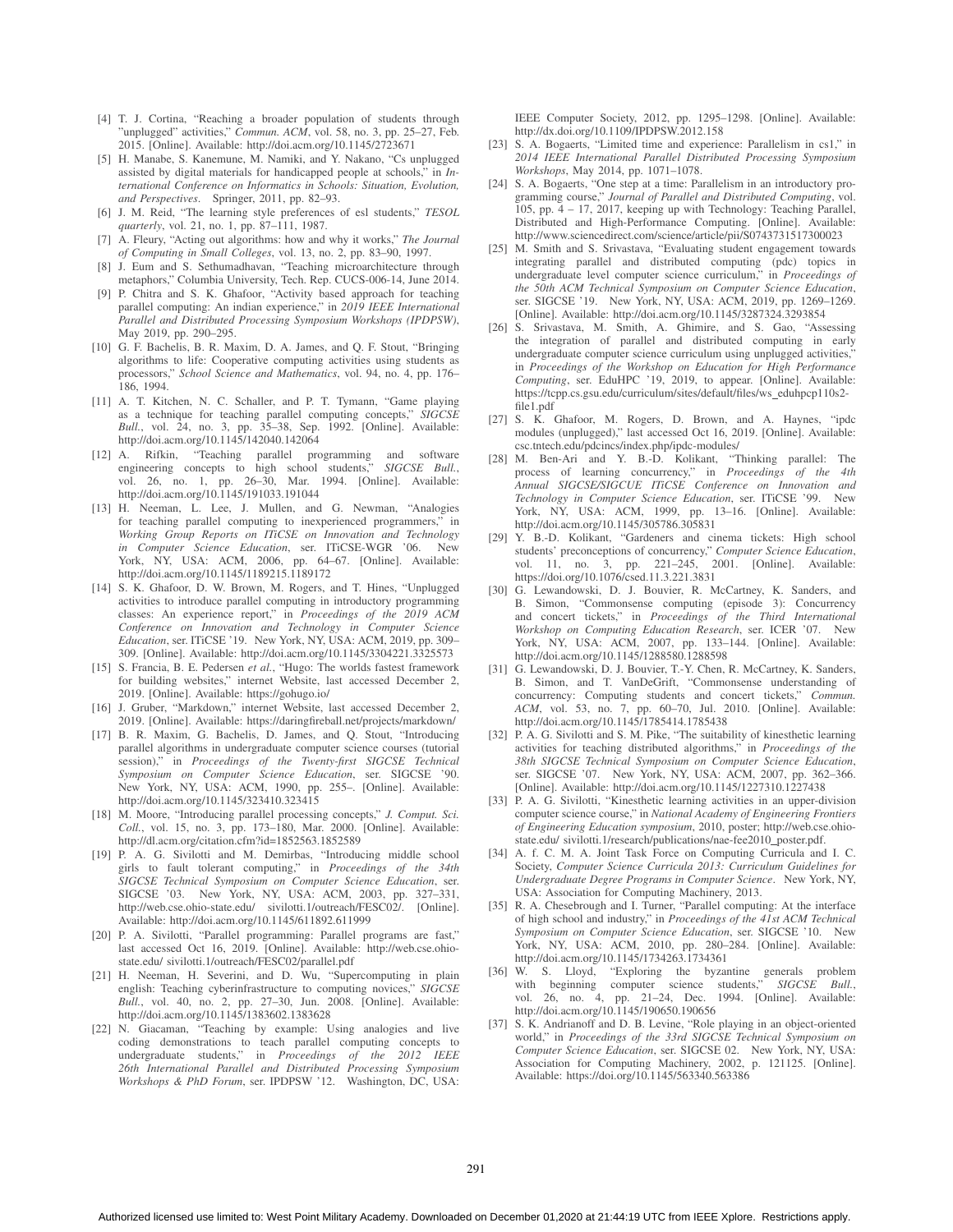[4] T. J. Cortina, "Reaching a broader population of students through "unplugged" activities," *Commun. ACM*, vol. 58, no. 3, pp. 25–27, Feb. 2015. [Online]. Available: http://doi.acm.org/10.1145/2723671

[5] H. Manabe, S. Kanemune, M. Namiki, and Y. Nakano, "Cs unplugged assisted by digital materials for handicapped people at schools," in *International Conference on Informatics in Schools: Situation, Evolution, and Perspectives*. Springer, 2011, pp. 82–93.

[6] J. M. Reid, "The learning style preferences of esl students," *TESOL quarterly*, vol. 21, no. 1, pp. 87–111, 1987.

[7] A. Fleury, "Acting out algorithms: how and why it works," *The Journal of Computing in Small Colleges*, vol. 13, no. 2, pp. 83–90, 1997.

[8] J. Eum and S. Sethumadhavan, "Teaching microarchitecture through metaphors," Columbia University, Tech. Rep. CUCS-006-14, June 2014.

[9] P. Chitra and S. K. Ghafoor, "Activity based approach for teaching parallel computing: An indian experience," in *2019 IEEE International Parallel and Distributed Processing Symposium Workshops (IPDPSW)*, May 2019, pp. 290–295.

[10] G. F. Bachelis, B. R. Maxim, D. A. James, and Q. F. Stout, "Bringing algorithms to life: Cooperative computing activities using students as processors," *School Science and Mathematics*, vol. 94, no. 4, pp. 176–186, 1994.

[11] A. T. Kitchen, N. C. Schaller, and P. T. Tymann, "Game playing as a technique for teaching parallel computing concepts," *SIGCSE Bull.*, vol. 24, no. 3, pp. 35–38, Sep. 1992. [Online]. Available: http://doi.acm.org/10.1145/142040.142064

[12] A. Rifkin, "Teaching parallel programming and software engineering concepts to high school students," *SIGCSE Bull.*, vol. 26, no. 1, pp. 26–30, Mar. 1994. [Online]. Available: http://doi.acm.org/10.1145/191033.191044

[13] H. Neeman, L. Lee, J. Mullen, and G. Newman, "Analogies for teaching parallel computing to inexperienced programmers," in *Working Group Reports on ITiCSE on Innovation and Technology in Computer Science Education*, ser. ITiCSE-WGR '06. New York, NY, USA: ACM, 2006, pp. 64–67. [Online]. Available: http://doi.acm.org/10.1145/1189215.1189172

[14] S. K. Ghafoor, D. W. Brown, M. Rogers, and T. Hines, "Unplugged activities to introduce parallel computing in introductory programming classes: An experience report," in *Proceedings of the 2019 ACM Conference on Innovation and Technology in Computer Science Education*, ser. ITiCSE '19. New York, NY, USA: ACM, 2019, pp. 309–309. [Online]. Available: http://doi.acm.org/10.1145/3304221.3325573

[15] S. Francia, B. E. Pedersen *et al.*, "Hugo: The worlds fastest framework for building websites," internet Website, last accessed December 2, 2019. [Online]. Available: https://gohugo.io/

[16] J. Gruber, "Markdown," internet Website, last accessed December 2, 2019. [Online]. Available: https://daringfireball.net/projects/markdown/

[17] B. R. Maxim, G. Bachelis, D. James, and Q. Stout, "Introducing parallel algorithms in undergraduate computer science courses (tutorial session)," in *Proceedings of the Twenty-first SIGCSE Technical Symposium on Computer Science Education*, ser. SIGCSE '90. New York, NY, USA: ACM, 1990, pp. 255–. [Online]. Available: http://doi.acm.org/10.1145/323410.323415

[18] M. Moore, "Introducing parallel processing concepts," *J. Comput. Sci. Coll.*, vol. 15, no. 3, pp. 173–180, Mar. 2000. [Online]. Available: http://dl.acm.org/citation.cfm?id=1852563.1852589

[19] P. A. G. Sivilotti and M. Demirbas, "Introducing middle school girls to fault tolerant computing," in *Proceedings of the 34th SIGCSE Technical Symposium on Computer Science Education*, ser. SIGCSE '03. New York, NY, USA: ACM, 2003, pp. 327–331, http://web.cse.ohio-state.edu/ sivilotti.1/outreach/FESC02/. [Online]. Available: http://doi.acm.org/10.1145/611892.611999

[20] P. A. Sivilotti, "Parallel programming: Parallel programs are fast," last accessed Oct 16, 2019. [Online]. Available: http://web.cse.ohio-state.edu/ sivilotti.1/outreach/FESC02/parallel.pdf

[21] H. Neeman, H. Severini, and D. Wu, "Supercomputing in plain english: Teaching cyberinfrastructure to computing novices," *SIGCSE Bull.*, vol. 40, no. 2, pp. 27–30, Jun. 2008. [Online]. Available: http://doi.acm.org/10.1145/1383602.1383628

[22] N. Giacaman, "Teaching by example: Using analogies and live coding demonstrations to teach parallel computing concepts to undergraduate students," in *Proceedings of the 2012 IEEE 26th International Parallel and Distributed Processing Symposium Workshops & PhD Forum*, ser. IPDPSW '12. Washington, DC, USA: IEEE Computer Society, 2012, pp. 1295–1298. [Online]. Available: http://dx.doi.org/10.1109/IPDPSW.2012.158

[23] S. A. Bogaerts, "Limited time and experience: Parallelism in cs1," in *2014 IEEE International Parallel Distributed Processing Symposium Workshops*, May 2014, pp. 1071–1078.

[24] S. A. Bogaerts, "One step at a time: Parallelism in an introductory programming course," *Journal of Parallel and Distributed Computing*, vol. 105, pp. 4 – 17, 2017, keeping up with Technology: Teaching Parallel, Distributed and High-Performance Computing. [Online]. Available: http://www.sciencedirect.com/science/article/pii/S0743731517300023

[25] M. Smith and S. Srivastava, "Evaluating student engagement towards integrating parallel and distributed computing (pdc) topics in undergraduate level computer science curriculum," in *Proceedings of the 50th ACM Technical Symposium on Computer Science Education*, ser. SIGCSE '19. New York, NY, USA: ACM, 2019, pp. 1269–1269. [Online]. Available: http://doi.acm.org/10.1145/3287324.3293854

[26] S. Srivastava, M. Smith, A. Ghimire, and S. Gao, "Assessing the integration of parallel and distributed computing in early undergraduate computer science curriculum using unplugged activities," in *Proceedings of the Workshop on Education for High Performance Computing*, ser. EduHPC '19, 2019, to appear. [Online]. Available: https://tcpp.cs.gsu.edu/curriculum/sites/default/files/ws_eduhpcp110s2-file1.pdf

[27] S. K. Ghafoor, M. Rogers, D. Brown, and A. Haynes, "ipdc modules (unplugged)," last accessed Oct 16, 2019. [Online]. Available: csc.tntech.edu/pdcincs/index.php/ipdc-modules/

[28] M. Ben-Ari and Y. B.-D. Kolikant, "Thinking parallel: The process of learning concurrency," in *Proceedings of the 4th Annual SIGCSE/SIGCUE ITiCSE Conference on Innovation and Technology in Computer Science Education*, ser. ITiCSE '99. New York, NY, USA: ACM, 1999, pp. 13–16. [Online]. Available: http://doi.acm.org/10.1145/305786.305831

[29] Y. B.-D. Kolikant, "Gardeners and cinema tickets: High school students' preconceptions of concurrency," *Computer Science Education*, vol. 11, no. 3, pp. 221–245, 2001. [Online]. Available: https://doi.org/10.1076/csed.11.3.221.3831

[30] G. Lewandowski, D. J. Bouvier, R. McCartney, K. Sanders, and B. Simon, "Commonsense computing (episode 3): Concurrency and concert tickets," in *Proceedings of the Third International Workshop on Computing Education Research*, ser. ICER '07. New York, NY, USA: ACM, 2007, pp. 133–144. [Online]. Available: http://doi.acm.org/10.1145/1288580.1288598

[31] G. Lewandowski, D. J. Bouvier, T.-Y. Chen, R. McCartney, K. Sanders, B. Simon, and T. VanDeGrift, "Commonsense understanding of concurrency: Computing students and concert tickets," *Commun. ACM*, vol. 53, no. 7, pp. 60–70, Jul. 2010. [Online]. Available: http://doi.acm.org/10.1145/1785414.1785438

[32] P. A. G. Sivilotti and S. M. Pike, "The suitability of kinesthetic learning activities for teaching distributed algorithms," in *Proceedings of the 38th SIGCSE Technical Symposium on Computer Science Education*, ser. SIGCSE '07. New York, NY, USA: ACM, 2007, pp. 362–366. [Online]. Available: http://doi.acm.org/10.1145/1227310.1227438

[33] P. A. G. Sivilotti, "Kinesthetic learning activities in an upper-division computer science course," in *National Academy of Engineering Frontiers of Engineering Education symposium*, 2010, poster; http://web.cse.ohio-state.edu/ sivilotti.1/research/publications/nae-fee2010_poster.pdf.

[34] A. f. C. M. A. Joint Task Force on Computing Curricula and I. C. Society, *Computer Science Curricula 2013: Curriculum Guidelines for Undergraduate Degree Programs in Computer Science*. New York, NY, USA: Association for Computing Machinery, 2013.

[35] R. A. Chesebrough and I. Turner, "Parallel computing: At the interface of high school and industry," in *Proceedings of the 41st ACM Technical Symposium on Computer Science Education*, ser. SIGCSE '10. New York, NY, USA: ACM, 2010, pp. 280–284. [Online]. Available: http://doi.acm.org/10.1145/1734263.1734361

[36] W. S. Lloyd, "Exploring the byzantine generals problem with beginning computer science students," *SIGCSE Bull.*, vol. 26, no. 4, pp. 21–24, Dec. 1994. [Online]. Available: http://doi.acm.org/10.1145/190650.190656

[37] S. K. Andrianoff and D. B. Levine, "Role playing in an object-oriented world," in *Proceedings of the 33rd SIGCSE Technical Symposium on Computer Science Education*, ser. SIGCSE 02. New York, NY, USA: Association for Computing Machinery, 2002, p. 121125. [Online]. Available: https://doi.org/10.1145/563340.563386